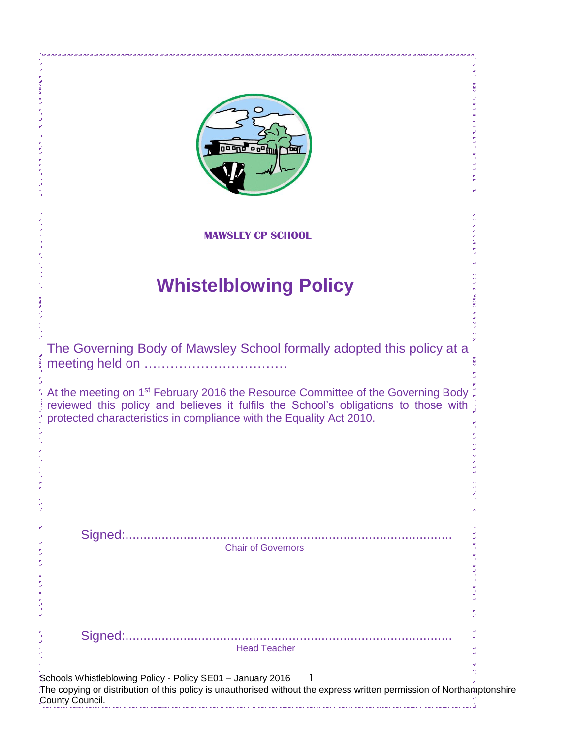**MAWSLEY CP SCHOOL**

# Whistelblowing Policy

The Governing Body of Mawsley School formally adopted this policy at a meeting held on ……………………………

At the meeting on 1st February 2016 the Resource Committee of the Governing Body reviewed this policy and believes it fulfils the School's obligations to those with protected characteristics in compliance with the Equality Act 2010.

Signed:......................................................................................
Chair of Governors

Signed:......................................................................................
Head Teacher

The copying or distribution of this policy is unauthorised without the express written permission of Northamptonshire County Council.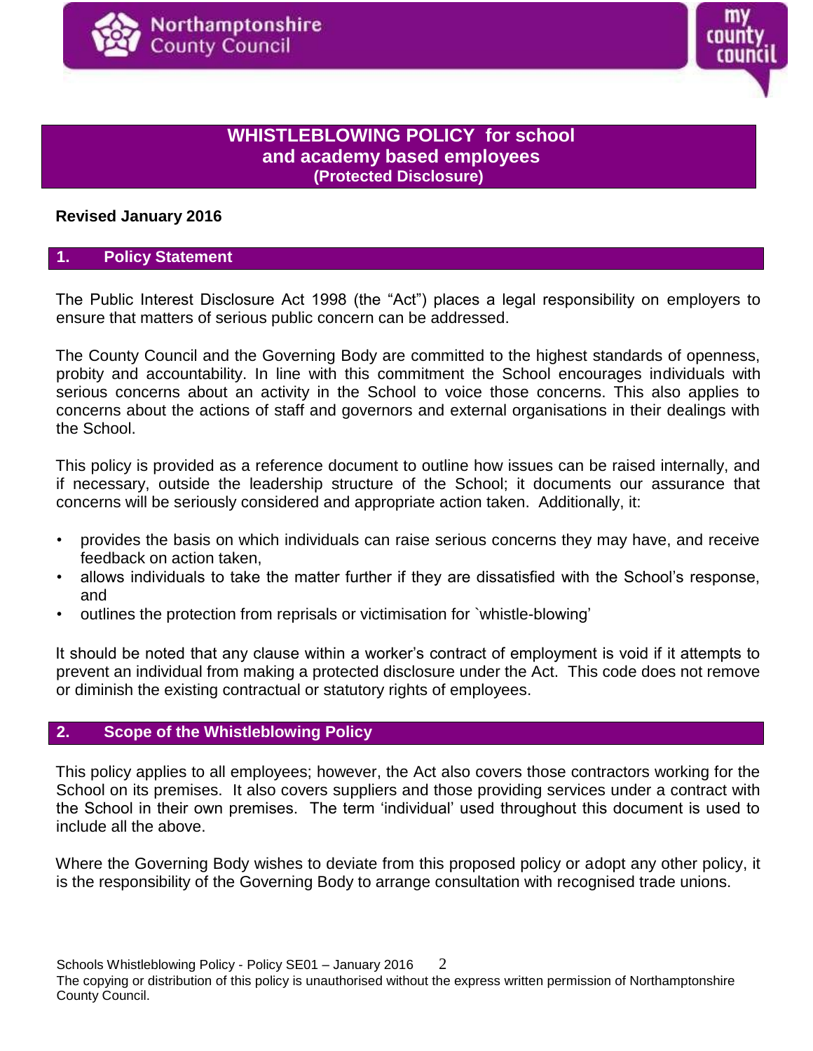# WHISTLEBLOWING POLICY for school and academy based employees (Protected Disclosure)

**Revised January 2016**

## 1. Policy Statement

The Public Interest Disclosure Act 1998 (the "Act") places a legal responsibility on employers to ensure that matters of serious public concern can be addressed.

The County Council and the Governing Body are committed to the highest standards of openness, probity and accountability. In line with this commitment the School encourages individuals with serious concerns about an activity in the School to voice those concerns. This also applies to concerns about the actions of staff and governors and external organisations in their dealings with the School.

This policy is provided as a reference document to outline how issues can be raised internally, and if necessary, outside the leadership structure of the School; it documents our assurance that concerns will be seriously considered and appropriate action taken. Additionally, it:

- provides the basis on which individuals can raise serious concerns they may have, and receive feedback on action taken,
- allows individuals to take the matter further if they are dissatisfied with the School's response, and
- outlines the protection from reprisals or victimisation for `whistle-blowing'

It should be noted that any clause within a worker's contract of employment is void if it attempts to prevent an individual from making a protected disclosure under the Act. This code does not remove or diminish the existing contractual or statutory rights of employees.

## 2. Scope of the Whistleblowing Policy

This policy applies to all employees; however, the Act also covers those contractors working for the School on its premises. It also covers suppliers and those providing services under a contract with the School in their own premises. The term 'individual' used throughout this document is used to include all the above.

Where the Governing Body wishes to deviate from this proposed policy or adopt any other policy, it is the responsibility of the Governing Body to arrange consultation with recognised trade unions.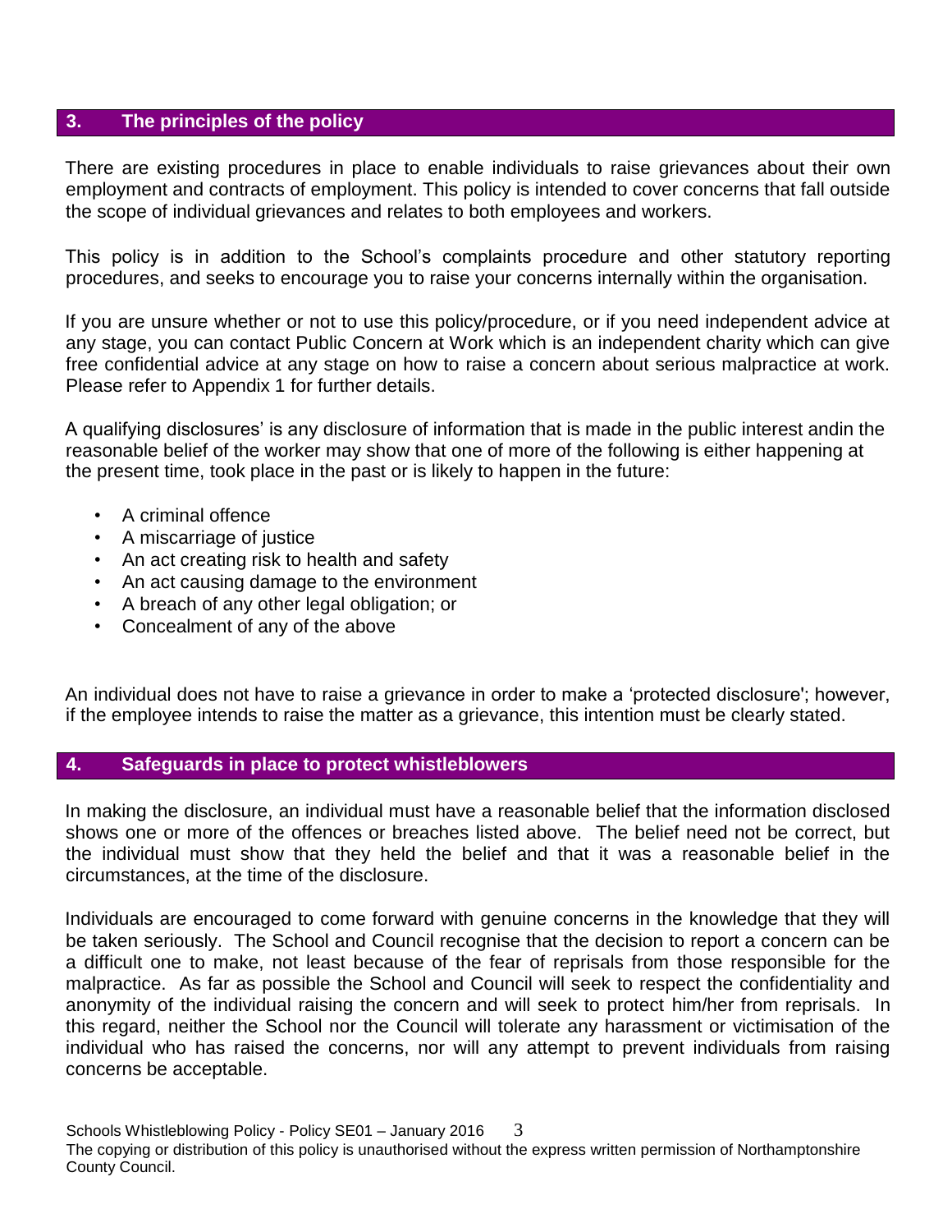## 3. The principles of the policy

There are existing procedures in place to enable individuals to raise grievances about their own employment and contracts of employment. This policy is intended to cover concerns that fall outside the scope of individual grievances and relates to both employees and workers.

This policy is in addition to the School's complaints procedure and other statutory reporting procedures, and seeks to encourage you to raise your concerns internally within the organisation.

If you are unsure whether or not to use this policy/procedure, or if you need independent advice at any stage, you can contact Public Concern at Work which is an independent charity which can give free confidential advice at any stage on how to raise a concern about serious malpractice at work. Please refer to Appendix 1 for further details.

A qualifying disclosures' is any disclosure of information that is made in the public interest andin the reasonable belief of the worker may show that one of more of the following is either happening at the present time, took place in the past or is likely to happen in the future:

- A criminal offence
- A miscarriage of justice
- An act creating risk to health and safety
- An act causing damage to the environment
- A breach of any other legal obligation; or
- Concealment of any of the above

An individual does not have to raise a grievance in order to make a 'protected disclosure'; however, if the employee intends to raise the matter as a grievance, this intention must be clearly stated.

## 4. Safeguards in place to protect whistleblowers

In making the disclosure, an individual must have a reasonable belief that the information disclosed shows one or more of the offences or breaches listed above. The belief need not be correct, but the individual must show that they held the belief and that it was a reasonable belief in the circumstances, at the time of the disclosure.

Individuals are encouraged to come forward with genuine concerns in the knowledge that they will be taken seriously. The School and Council recognise that the decision to report a concern can be a difficult one to make, not least because of the fear of reprisals from those responsible for the malpractice. As far as possible the School and Council will seek to respect the confidentiality and anonymity of the individual raising the concern and will seek to protect him/her from reprisals. In this regard, neither the School nor the Council will tolerate any harassment or victimisation of the individual who has raised the concerns, nor will any attempt to prevent individuals from raising concerns be acceptable.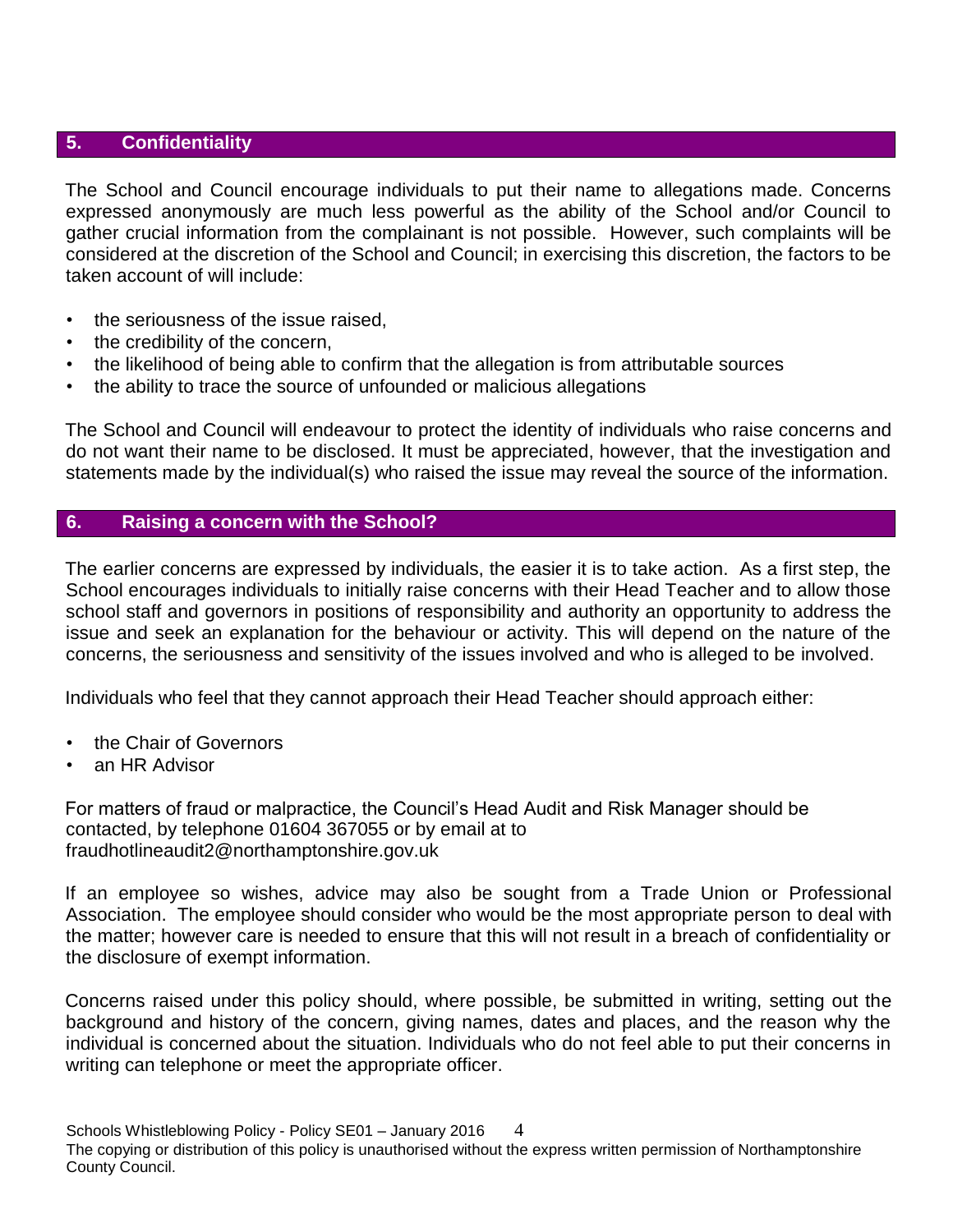## 5. Confidentiality

The School and Council encourage individuals to put their name to allegations made. Concerns expressed anonymously are much less powerful as the ability of the School and/or Council to gather crucial information from the complainant is not possible. However, such complaints will be considered at the discretion of the School and Council; in exercising this discretion, the factors to be taken account of will include:

- the seriousness of the issue raised,
- the credibility of the concern,
- the likelihood of being able to confirm that the allegation is from attributable sources
- the ability to trace the source of unfounded or malicious allegations

The School and Council will endeavour to protect the identity of individuals who raise concerns and do not want their name to be disclosed. It must be appreciated, however, that the investigation and statements made by the individual(s) who raised the issue may reveal the source of the information.

## 6. Raising a concern with the School?

The earlier concerns are expressed by individuals, the easier it is to take action. As a first step, the School encourages individuals to initially raise concerns with their Head Teacher and to allow those school staff and governors in positions of responsibility and authority an opportunity to address the issue and seek an explanation for the behaviour or activity. This will depend on the nature of the concerns, the seriousness and sensitivity of the issues involved and who is alleged to be involved.

Individuals who feel that they cannot approach their Head Teacher should approach either:

- the Chair of Governors
- an HR Advisor

For matters of fraud or malpractice, the Council's Head Audit and Risk Manager should be contacted, by telephone 01604 367055 or by email at to fraudhotlineaudit2@northamptonshire.gov.uk

If an employee so wishes, advice may also be sought from a Trade Union or Professional Association. The employee should consider who would be the most appropriate person to deal with the matter; however care is needed to ensure that this will not result in a breach of confidentiality or the disclosure of exempt information.

Concerns raised under this policy should, where possible, be submitted in writing, setting out the background and history of the concern, giving names, dates and places, and the reason why the individual is concerned about the situation. Individuals who do not feel able to put their concerns in writing can telephone or meet the appropriate officer.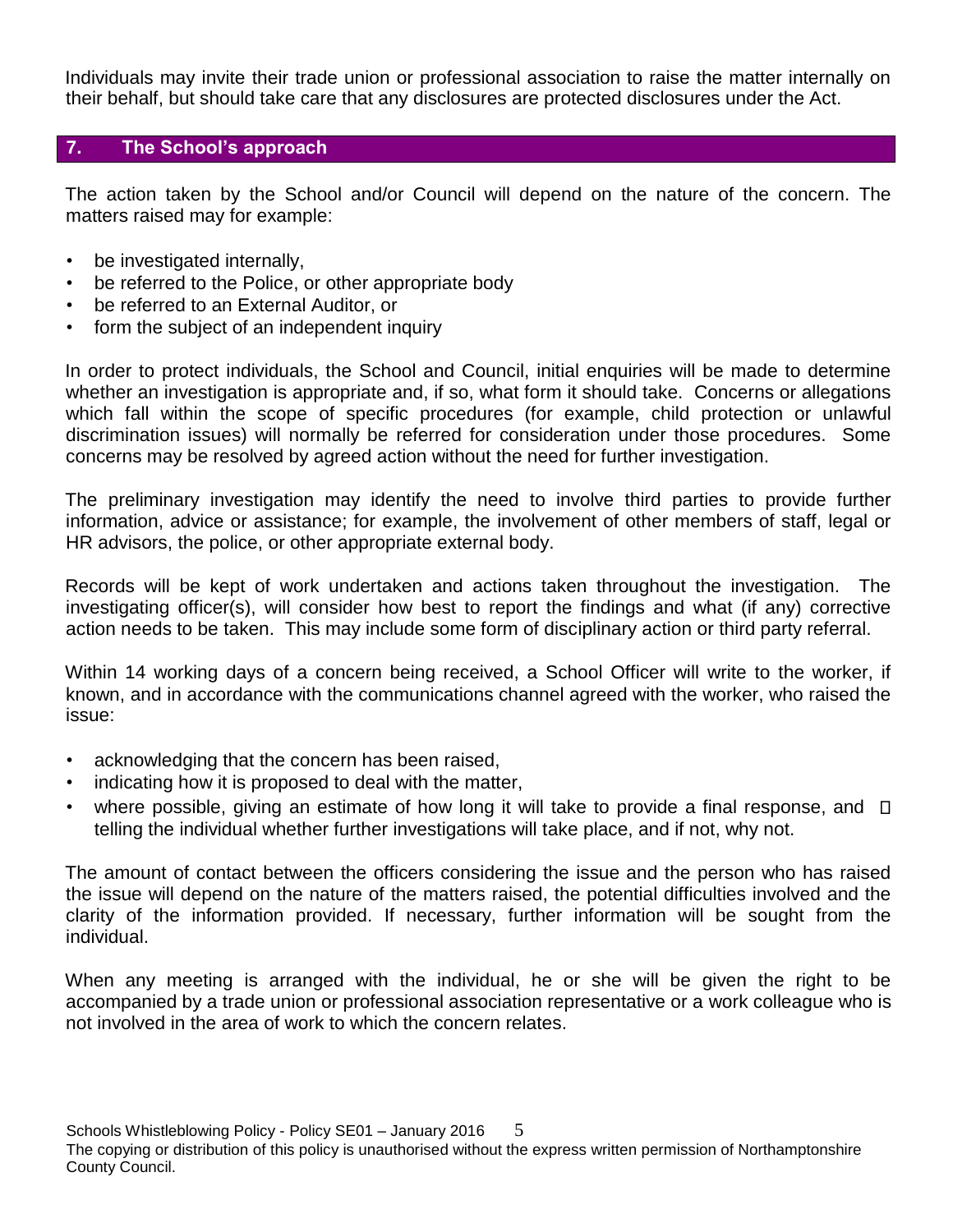Individuals may invite their trade union or professional association to raise the matter internally on their behalf, but should take care that any disclosures are protected disclosures under the Act.

## 7. The School's approach

The action taken by the School and/or Council will depend on the nature of the concern. The matters raised may for example:

- be investigated internally,
- be referred to the Police, or other appropriate body
- be referred to an External Auditor, or
- form the subject of an independent inquiry

In order to protect individuals, the School and Council, initial enquiries will be made to determine whether an investigation is appropriate and, if so, what form it should take. Concerns or allegations which fall within the scope of specific procedures (for example, child protection or unlawful discrimination issues) will normally be referred for consideration under those procedures. Some concerns may be resolved by agreed action without the need for further investigation.

The preliminary investigation may identify the need to involve third parties to provide further information, advice or assistance; for example, the involvement of other members of staff, legal or HR advisors, the police, or other appropriate external body.

Records will be kept of work undertaken and actions taken throughout the investigation. The investigating officer(s), will consider how best to report the findings and what (if any) corrective action needs to be taken. This may include some form of disciplinary action or third party referral.

Within 14 working days of a concern being received, a School Officer will write to the worker, if known, and in accordance with the communications channel agreed with the worker, who raised the issue:

- acknowledging that the concern has been raised,
- indicating how it is proposed to deal with the matter,
- where possible, giving an estimate of how long it will take to provide a final response, and
- telling the individual whether further investigations will take place, and if not, why not.

The amount of contact between the officers considering the issue and the person who has raised the issue will depend on the nature of the matters raised, the potential difficulties involved and the clarity of the information provided. If necessary, further information will be sought from the individual.

When any meeting is arranged with the individual, he or she will be given the right to be accompanied by a trade union or professional association representative or a work colleague who is not involved in the area of work to which the concern relates.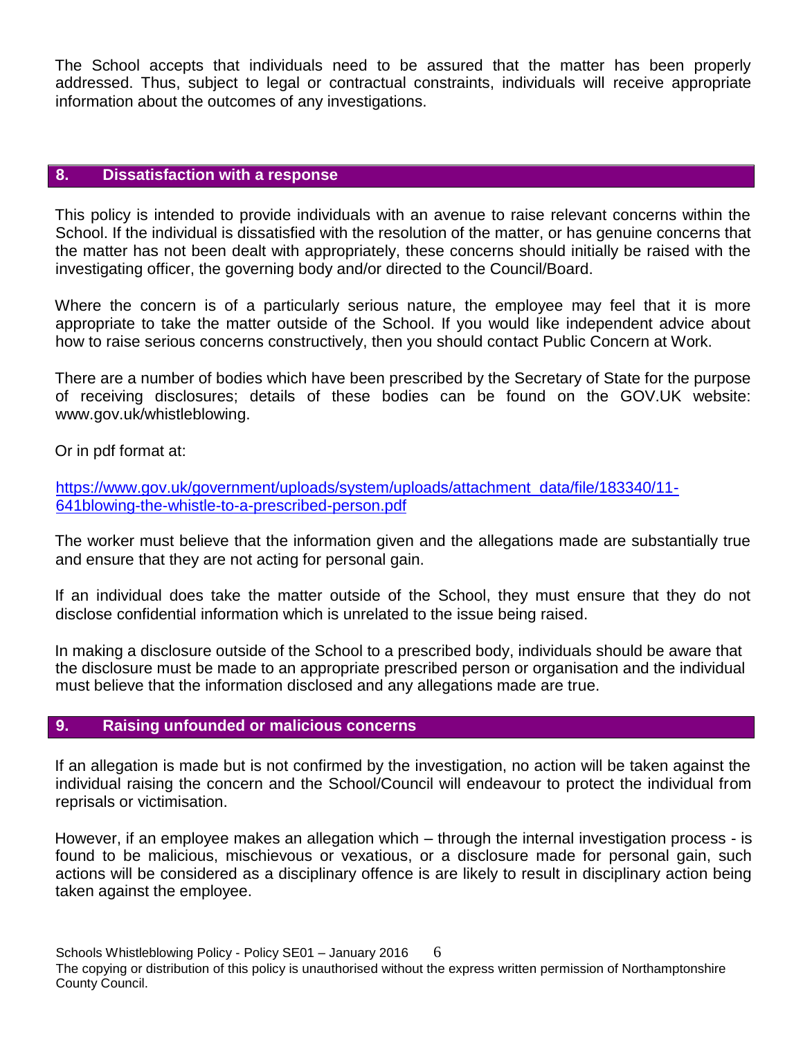The School accepts that individuals need to be assured that the matter has been properly addressed. Thus, subject to legal or contractual constraints, individuals will receive appropriate information about the outcomes of any investigations.

## 8. Dissatisfaction with a response

This policy is intended to provide individuals with an avenue to raise relevant concerns within the School. If the individual is dissatisfied with the resolution of the matter, or has genuine concerns that the matter has not been dealt with appropriately, these concerns should initially be raised with the investigating officer, the governing body and/or directed to the Council/Board.

Where the concern is of a particularly serious nature, the employee may feel that it is more appropriate to take the matter outside of the School. If you would like independent advice about how to raise serious concerns constructively, then you should contact Public Concern at Work.

There are a number of bodies which have been prescribed by the Secretary of State for the purpose of receiving disclosures; details of these bodies can be found on the GOV.UK website: www.gov.uk/whistleblowing.

Or in pdf format at:

https://www.gov.uk/government/uploads/system/uploads/attachment_data/file/183340/11-641blowing-the-whistle-to-a-prescribed-person.pdf

The worker must believe that the information given and the allegations made are substantially true and ensure that they are not acting for personal gain.

If an individual does take the matter outside of the School, they must ensure that they do not disclose confidential information which is unrelated to the issue being raised.

In making a disclosure outside of the School to a prescribed body, individuals should be aware that the disclosure must be made to an appropriate prescribed person or organisation and the individual must believe that the information disclosed and any allegations made are true.

## 9. Raising unfounded or malicious concerns

If an allegation is made but is not confirmed by the investigation, no action will be taken against the individual raising the concern and the School/Council will endeavour to protect the individual from reprisals or victimisation.

However, if an employee makes an allegation which – through the internal investigation process - is found to be malicious, mischievous or vexatious, or a disclosure made for personal gain, such actions will be considered as a disciplinary offence is are likely to result in disciplinary action being taken against the employee.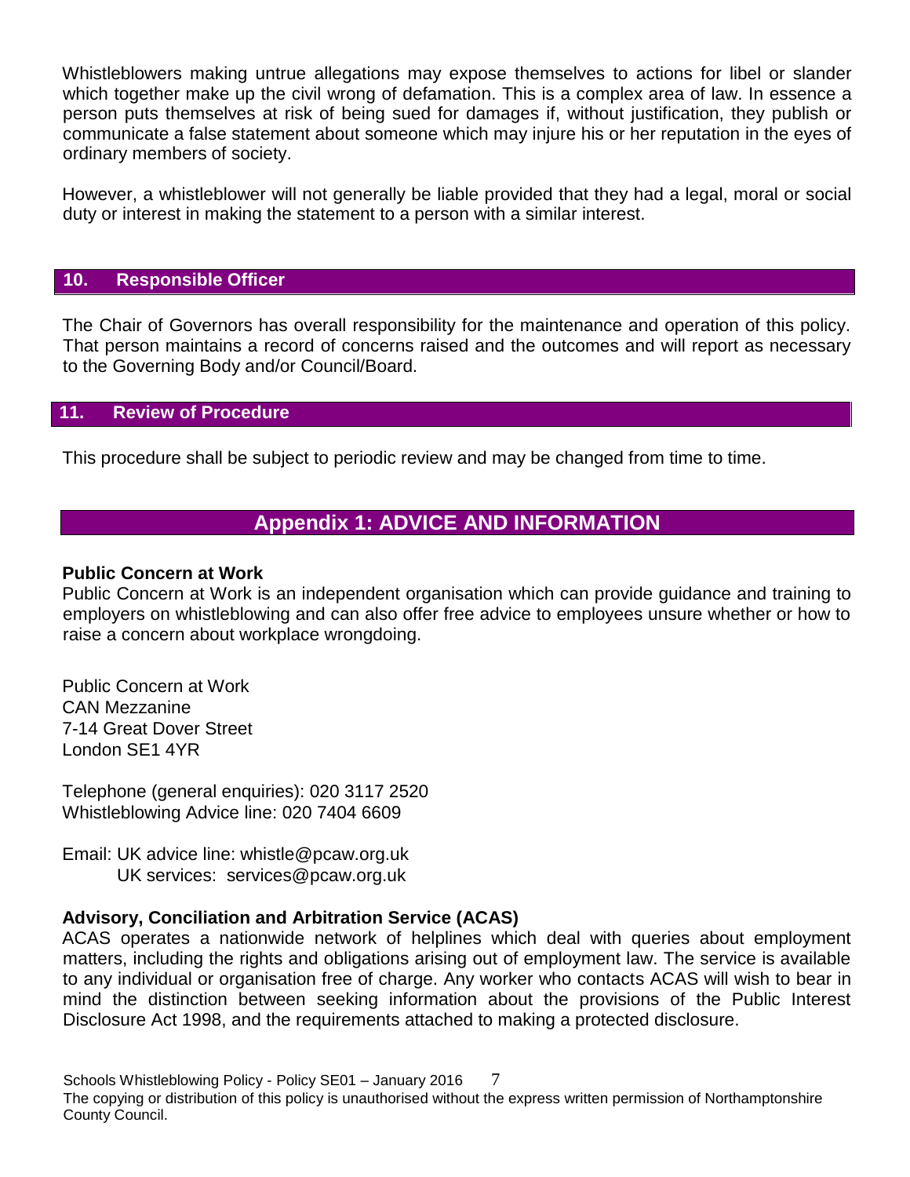Whistleblowers making untrue allegations may expose themselves to actions for libel or slander which together make up the civil wrong of defamation. This is a complex area of law. In essence a person puts themselves at risk of being sued for damages if, without justification, they publish or communicate a false statement about someone which may injure his or her reputation in the eyes of ordinary members of society.

However, a whistleblower will not generally be liable provided that they had a legal, moral or social duty or interest in making the statement to a person with a similar interest.

## 10. Responsible Officer

The Chair of Governors has overall responsibility for the maintenance and operation of this policy. That person maintains a record of concerns raised and the outcomes and will report as necessary to the Governing Body and/or Council/Board.

## 11. Review of Procedure

This procedure shall be subject to periodic review and may be changed from time to time.

# Appendix 1: ADVICE AND INFORMATION

**Public Concern at Work**

Public Concern at Work is an independent organisation which can provide guidance and training to employers on whistleblowing and can also offer free advice to employees unsure whether or how to raise a concern about workplace wrongdoing.

Public Concern at Work
CAN Mezzanine
7-14 Great Dover Street
London SE1 4YR

Telephone (general enquiries): 020 3117 2520
Whistleblowing Advice line: 020 7404 6609

Email: UK advice line: whistle@pcaw.org.uk
UK services: services@pcaw.org.uk

**Advisory, Conciliation and Arbitration Service (ACAS)**

ACAS operates a nationwide network of helplines which deal with queries about employment matters, including the rights and obligations arising out of employment law. The service is available to any individual or organisation free of charge. Any worker who contacts ACAS will wish to bear in mind the distinction between seeking information about the provisions of the Public Interest Disclosure Act 1998, and the requirements attached to making a protected disclosure.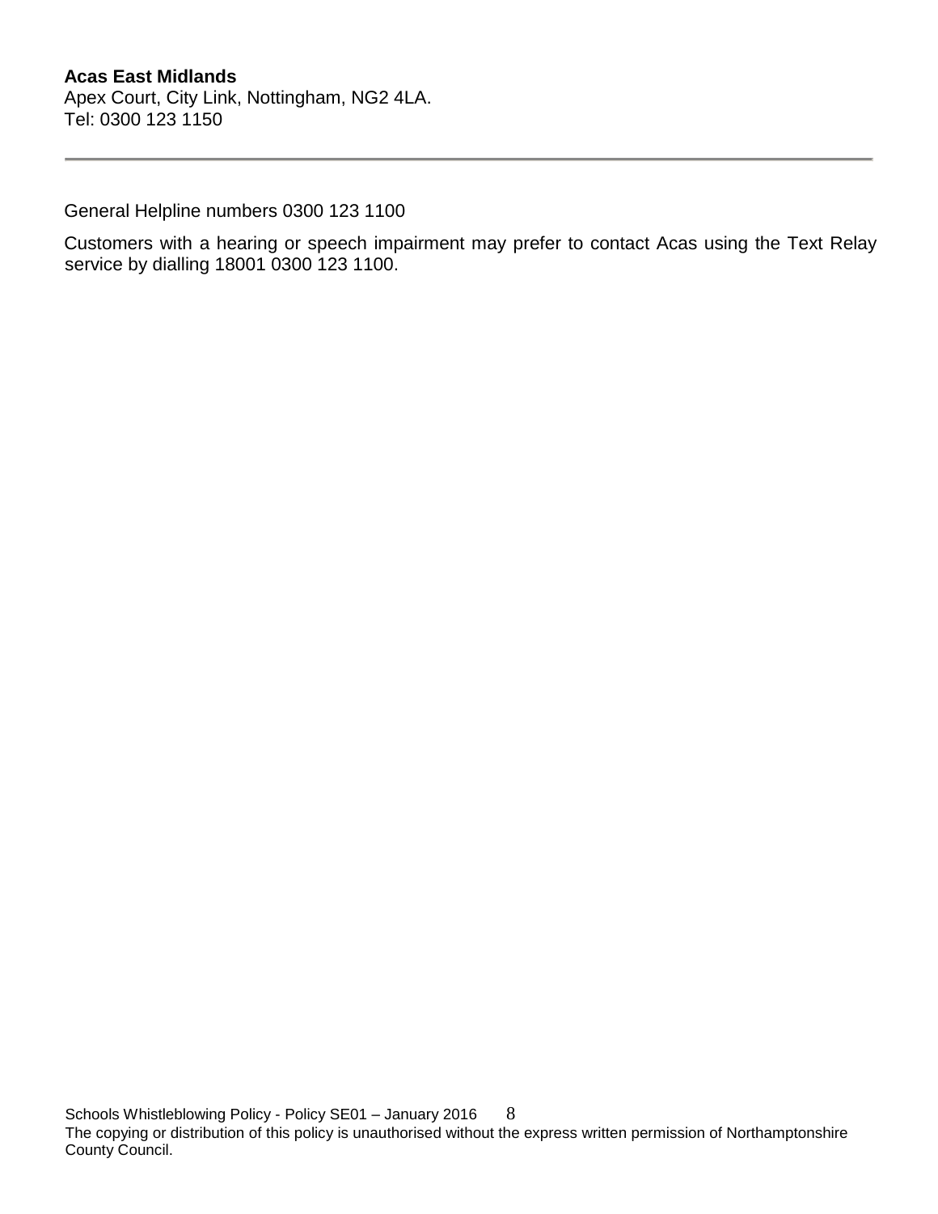**Acas East Midlands**
Apex Court, City Link, Nottingham, NG2 4LA.
Tel: 0300 123 1150

---

General Helpline numbers 0300 123 1100

Customers with a hearing or speech impairment may prefer to contact Acas using the Text Relay service by dialling 18001 0300 123 1100.